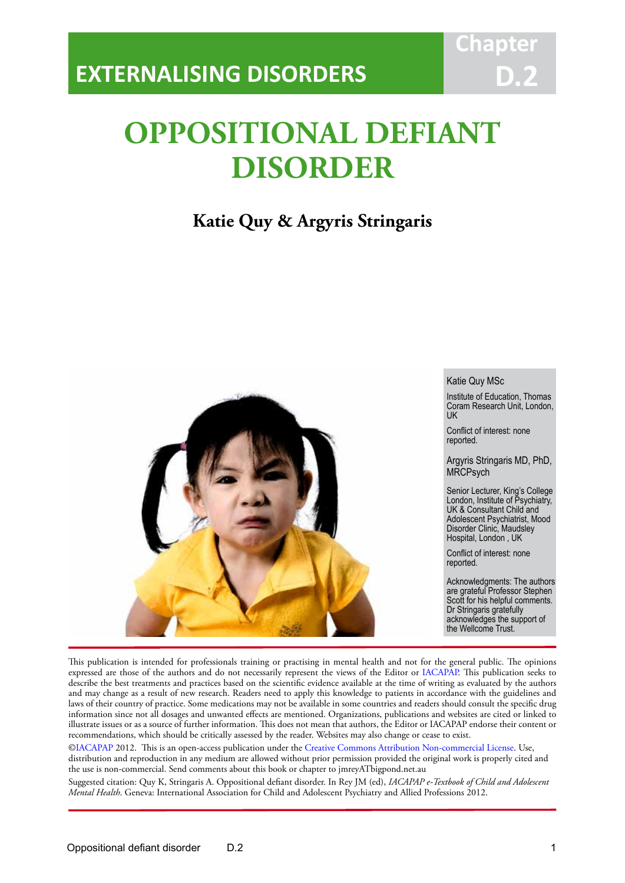EXTERNALISING DISORDERS

Chapter D.2

# OPPOSITIONAL DEFIANT DISORDER

**Katie Quy & Argyris Stringaris**

Katie Quy MSc

Institute of Education, Thomas Coram Research Unit, London, UK

Conflict of interest: none reported.

Argyris Stringaris MD, PhD, MRCPsych

Senior Lecturer, King's College London, Institute of Psychiatry, UK & Consultant Child and Adolescent Psychiatrist, Mood Disorder Clinic, Maudsley Hospital, London , UK

Conflict of interest: none reported.

Acknowledgments: The authors are grateful Professor Stephen Scott for his helpful comments. Dr Stringaris gratefully acknowledges the support of the Wellcome Trust.

This publication is intended for professionals training or practising in mental health and not for the general public. The opinions expressed are those of the authors and do not necessarily represent the views of the Editor or IACAPAP. This publication seeks to describe the best treatments and practices based on the scientific evidence available at the time of writing as evaluated by the authors and may change as a result of new research. Readers need to apply this knowledge to patients in accordance with the guidelines and laws of their country of practice. Some medications may not be available in some countries and readers should consult the specific drug information since not all dosages and unwanted effects are mentioned. Organizations, publications and websites are cited or linked to illustrate issues or as a source of further information. This does not mean that authors, the Editor or IACAPAP endorse their content or recommendations, which should be critically assessed by the reader. Websites may also change or cease to exist.

©IACAPAP 2012. This is an open-access publication under the Creative Commons Attribution Non-commercial License. Use, distribution and reproduction in any medium are allowed without prior permission provided the original work is properly cited and the use is non-commercial. Send comments about this book or chapter to jmreyATbigpond.net.au

Suggested citation: Quy K, Stringaris A. Oppositional defiant disorder. In Rey JM (ed), *IACAPAP e-Textbook of Child and Adolescent Mental Health*. Geneva: International Association for Child and Adolescent Psychiatry and Allied Professions 2012.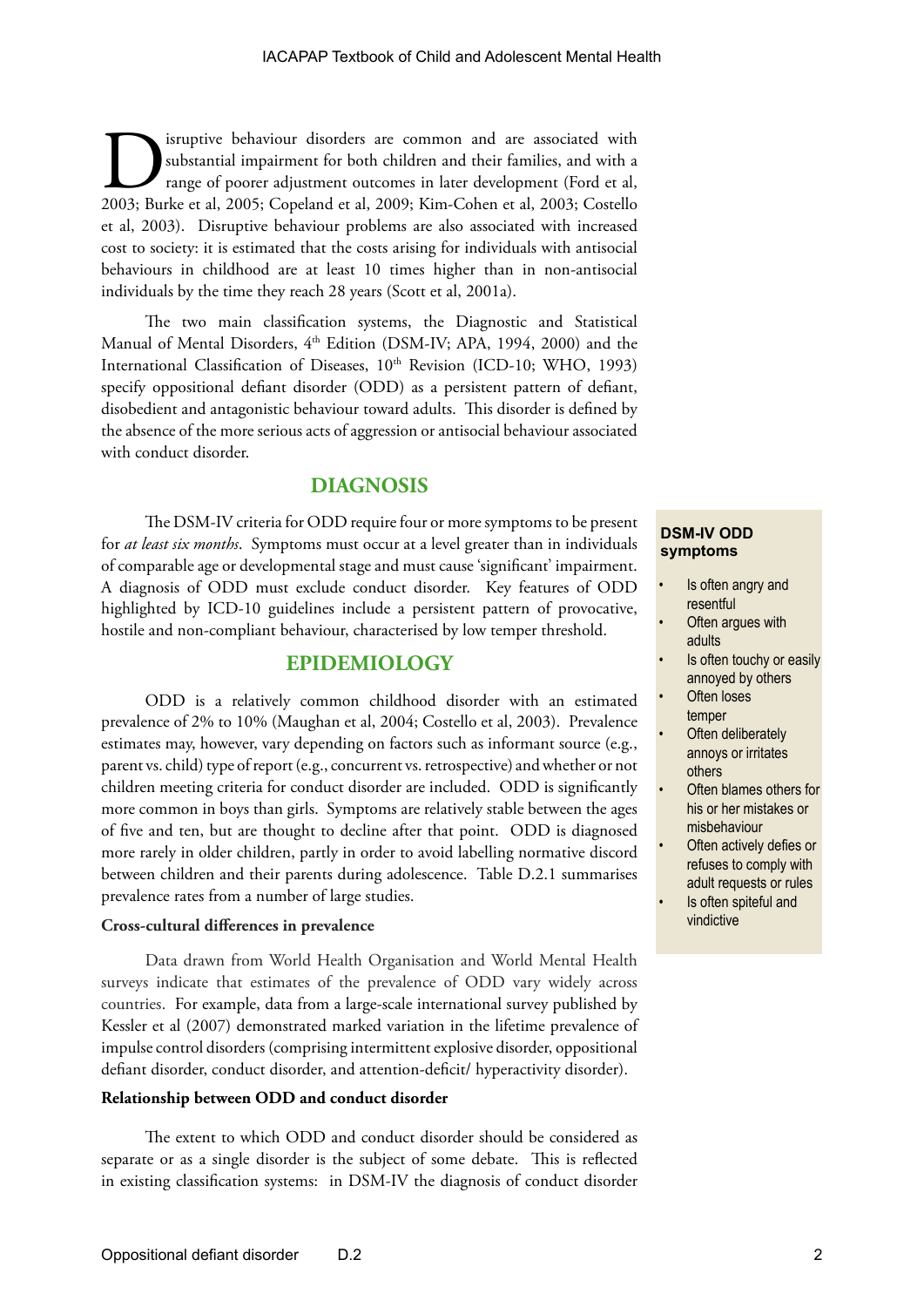Disruptive behaviour disorders are common and are associated with substantial impairment for both children and their families, and with a range of poorer adjustment outcomes in later development (Ford et al, 2003; Burke et al, 2005; Copeland et al, 2009; Kim-Cohen et al, 2003; Costello et al, 2003). Disruptive behaviour problems are also associated with increased cost to society: it is estimated that the costs arising for individuals with antisocial behaviours in childhood are at least 10 times higher than in non-antisocial individuals by the time they reach 28 years (Scott et al, 2001a).

The two main classification systems, the Diagnostic and Statistical Manual of Mental Disorders, 4th Edition (DSM-IV; APA, 1994, 2000) and the International Classification of Diseases, 10th Revision (ICD-10; WHO, 1993) specify oppositional defiant disorder (ODD) as a persistent pattern of defiant, disobedient and antagonistic behaviour toward adults. This disorder is defined by the absence of the more serious acts of aggression or antisocial behaviour associated with conduct disorder.

## DIAGNOSIS

The DSM-IV criteria for ODD require four or more symptoms to be present for *at least six months*. Symptoms must occur at a level greater than in individuals of comparable age or developmental stage and must cause 'significant' impairment. A diagnosis of ODD must exclude conduct disorder. Key features of ODD highlighted by ICD-10 guidelines include a persistent pattern of provocative, hostile and non-compliant behaviour, characterised by low temper threshold.

**DSM-IV ODD symptoms**

- Is often angry and resentful
- Often argues with adults
- Is often touchy or easily annoyed by others
- Often loses temper
- Often deliberately annoys or irritates others
- Often blames others for his or her mistakes or misbehaviour
- Often actively defies or refuses to comply with adult requests or rules
- Is often spiteful and vindictive

## EPIDEMIOLOGY

ODD is a relatively common childhood disorder with an estimated prevalence of 2% to 10% (Maughan et al, 2004; Costello et al, 2003). Prevalence estimates may, however, vary depending on factors such as informant source (e.g., parent vs. child) type of report (e.g., concurrent vs. retrospective) and whether or not children meeting criteria for conduct disorder are included. ODD is significantly more common in boys than girls. Symptoms are relatively stable between the ages of five and ten, but are thought to decline after that point. ODD is diagnosed more rarely in older children, partly in order to avoid labelling normative discord between children and their parents during adolescence. Table D.2.1 summarises prevalence rates from a number of large studies.

### Cross-cultural differences in prevalence

Data drawn from World Health Organisation and World Mental Health surveys indicate that estimates of the prevalence of ODD vary widely across countries. For example, data from a large-scale international survey published by Kessler et al (2007) demonstrated marked variation in the lifetime prevalence of impulse control disorders (comprising intermittent explosive disorder, oppositional defiant disorder, conduct disorder, and attention-deficit/ hyperactivity disorder).

### Relationship between ODD and conduct disorder

The extent to which ODD and conduct disorder should be considered as separate or as a single disorder is the subject of some debate. This is reflected in existing classification systems: in DSM-IV the diagnosis of conduct disorder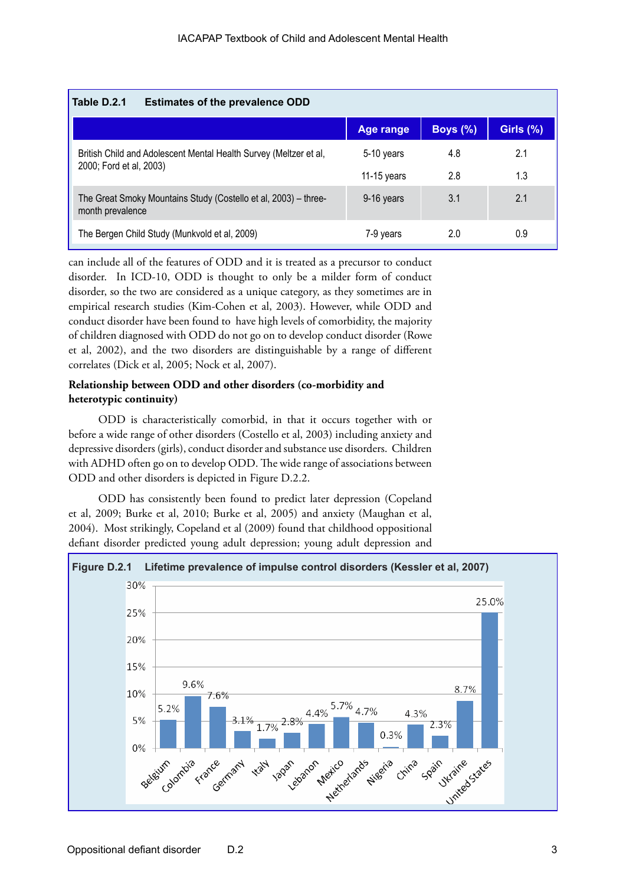**Table D.2.1 Estimates of the prevalence ODD**

| | Age range | Boys (%) | Girls (%) |
|---|---|---|---|
| British Child and Adolescent Mental Health Survey (Meltzer et al, 2000; Ford et al, 2003) | 5-10 years | 4.8 | 2.1 |
| | 11-15 years | 2.8 | 1.3 |
| The Great Smoky Mountains Study (Costello et al, 2003) – three-month prevalence | 9-16 years | 3.1 | 2.1 |
| The Bergen Child Study (Munkvold et al, 2009) | 7-9 years | 2.0 | 0.9 |

can include all of the features of ODD and it is treated as a precursor to conduct disorder. In ICD-10, ODD is thought to only be a milder form of conduct disorder, so the two are considered as a unique category, as they sometimes are in empirical research studies (Kim-Cohen et al, 2003). However, while ODD and conduct disorder have been found to have high levels of comorbidity, the majority of children diagnosed with ODD do not go on to develop conduct disorder (Rowe et al, 2002), and the two disorders are distinguishable by a range of different correlates (Dick et al, 2005; Nock et al, 2007).

**Relationship between ODD and other disorders (co-morbidity and heterotypic continuity)**

ODD is characteristically comorbid, in that it occurs together with or before a wide range of other disorders (Costello et al, 2003) including anxiety and depressive disorders (girls), conduct disorder and substance use disorders. Children with ADHD often go on to develop ODD. The wide range of associations between ODD and other disorders is depicted in Figure D.2.2.

ODD has consistently been found to predict later depression (Copeland et al, 2009; Burke et al, 2010; Burke et al, 2005) and anxiety (Maughan et al, 2004). Most strikingly, Copeland et al (2009) found that childhood oppositional defiant disorder predicted young adult depression; young adult depression and

**Figure D.2.1 Lifetime prevalence of impulse control disorders (Kessler et al, 2007)**

| Country | Prevalence |
|---|---|
| Belgium | 5.2% |
| Colombia | 9.6% |
| France | 7.6% |
| Germany | 3.1% |
| Italy | 1.7% |
| Japan | 2.8% |
| Lebanon | 4.4% |
| Mexico | 5.7% |
| Netherlands | 4.7% |
| Nigeria | 0.3% |
| China | 4.3% |
| Spain | 2.3% |
| Ukraine | 8.7% |
| United States | 25.0% |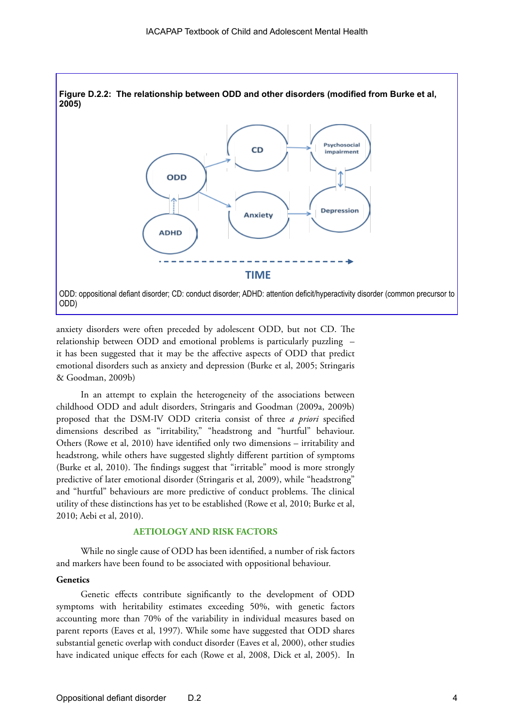**Figure D.2.2: The relationship between ODD and other disorders (modified from Burke et al, 2005)**

ODD: oppositional defiant disorder; CD: conduct disorder; ADHD: attention deficit/hyperactivity disorder (common precursor to ODD)

anxiety disorders were often preceded by adolescent ODD, but not CD. The relationship between ODD and emotional problems is particularly puzzling – it has been suggested that it may be the affective aspects of ODD that predict emotional disorders such as anxiety and depression (Burke et al, 2005; Stringaris & Goodman, 2009b)

In an attempt to explain the heterogeneity of the associations between childhood ODD and adult disorders, Stringaris and Goodman (2009a, 2009b) proposed that the DSM-IV ODD criteria consist of three *a priori* specified dimensions described as "irritability," "headstrong and "hurtful" behaviour. Others (Rowe et al, 2010) have identified only two dimensions – irritability and headstrong, while others have suggested slightly different partition of symptoms (Burke et al, 2010). The findings suggest that "irritable" mood is more strongly predictive of later emotional disorder (Stringaris et al, 2009), while "headstrong" and "hurtful" behaviours are more predictive of conduct problems. The clinical utility of these distinctions has yet to be established (Rowe et al, 2010; Burke et al, 2010; Aebi et al, 2010).

## AETIOLOGY AND RISK FACTORS

While no single cause of ODD has been identified, a number of risk factors and markers have been found to be associated with oppositional behaviour.

**Genetics**

Genetic effects contribute significantly to the development of ODD symptoms with heritability estimates exceeding 50%, with genetic factors accounting more than 70% of the variability in individual measures based on parent reports (Eaves et al, 1997). While some have suggested that ODD shares substantial genetic overlap with conduct disorder (Eaves et al, 2000), other studies have indicated unique effects for each (Rowe et al, 2008, Dick et al, 2005). In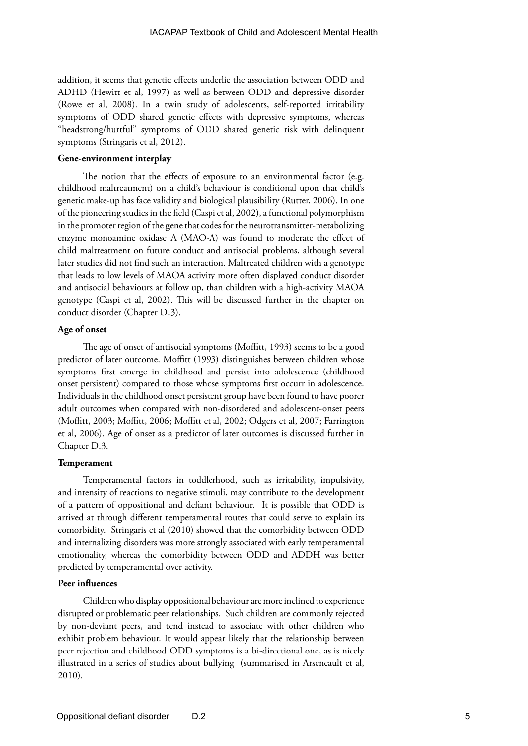addition, it seems that genetic effects underlie the association between ODD and ADHD (Hewitt et al, 1997) as well as between ODD and depressive disorder (Rowe et al, 2008). In a twin study of adolescents, self-reported irritability symptoms of ODD shared genetic effects with depressive symptoms, whereas "headstrong/hurtful" symptoms of ODD shared genetic risk with delinquent symptoms (Stringaris et al, 2012).

**Gene-environment interplay**

The notion that the effects of exposure to an environmental factor (e.g. childhood maltreatment) on a child's behaviour is conditional upon that child's genetic make-up has face validity and biological plausibility (Rutter, 2006). In one of the pioneering studies in the field (Caspi et al, 2002), a functional polymorphism in the promoter region of the gene that codes for the neurotransmitter-metabolizing enzyme monoamine oxidase A (MAO-A) was found to moderate the effect of child maltreatment on future conduct and antisocial problems, although several later studies did not find such an interaction. Maltreated children with a genotype that leads to low levels of MAOA activity more often displayed conduct disorder and antisocial behaviours at follow up, than children with a high-activity MAOA genotype (Caspi et al, 2002). This will be discussed further in the chapter on conduct disorder (Chapter D.3).

**Age of onset**

The age of onset of antisocial symptoms (Moffitt, 1993) seems to be a good predictor of later outcome. Moffitt (1993) distinguishes between children whose symptoms first emerge in childhood and persist into adolescence (childhood onset persistent) compared to those whose symptoms first occurr in adolescence. Individuals in the childhood onset persistent group have been found to have poorer adult outcomes when compared with non-disordered and adolescent-onset peers (Moffitt, 2003; Moffitt, 2006; Moffitt et al, 2002; Odgers et al, 2007; Farrington et al, 2006). Age of onset as a predictor of later outcomes is discussed further in Chapter D.3.

**Temperament**

Temperamental factors in toddlerhood, such as irritability, impulsivity, and intensity of reactions to negative stimuli, may contribute to the development of a pattern of oppositional and defiant behaviour. It is possible that ODD is arrived at through different temperamental routes that could serve to explain its comorbidity. Stringaris et al (2010) showed that the comorbidity between ODD and internalizing disorders was more strongly associated with early temperamental emotionality, whereas the comorbidity between ODD and ADDH was better predicted by temperamental over activity.

**Peer influences**

Children who display oppositional behaviour are more inclined to experience disrupted or problematic peer relationships. Such children are commonly rejected by non-deviant peers, and tend instead to associate with other children who exhibit problem behaviour. It would appear likely that the relationship between peer rejection and childhood ODD symptoms is a bi-directional one, as is nicely illustrated in a series of studies about bullying (summarised in Arseneault et al, 2010).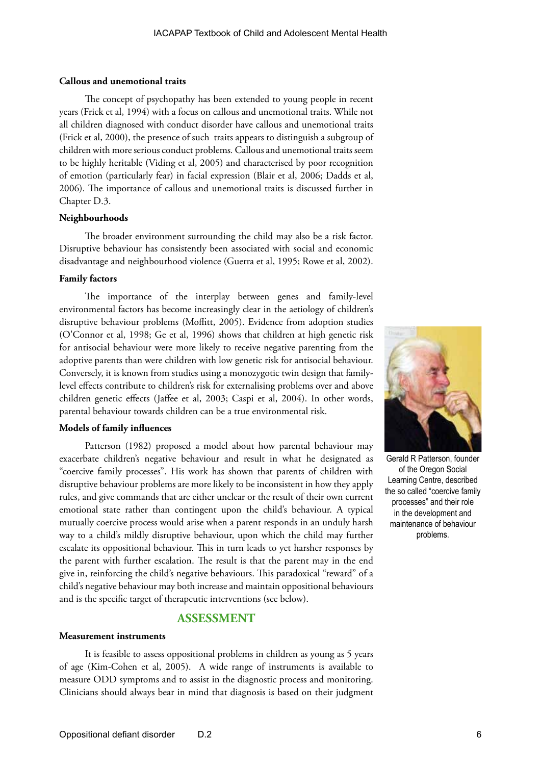**Callous and unemotional traits**

The concept of psychopathy has been extended to young people in recent years (Frick et al, 1994) with a focus on callous and unemotional traits. While not all children diagnosed with conduct disorder have callous and unemotional traits (Frick et al, 2000), the presence of such traits appears to distinguish a subgroup of children with more serious conduct problems. Callous and unemotional traits seem to be highly heritable (Viding et al, 2005) and characterised by poor recognition of emotion (particularly fear) in facial expression (Blair et al, 2006; Dadds et al, 2006). The importance of callous and unemotional traits is discussed further in Chapter D.3.

**Neighbourhoods**

The broader environment surrounding the child may also be a risk factor. Disruptive behaviour has consistently been associated with social and economic disadvantage and neighbourhood violence (Guerra et al, 1995; Rowe et al, 2002).

**Family factors**

The importance of the interplay between genes and family-level environmental factors has become increasingly clear in the aetiology of children's disruptive behaviour problems (Moffitt, 2005). Evidence from adoption studies (O'Connor et al, 1998; Ge et al, 1996) shows that children at high genetic risk for antisocial behaviour were more likely to receive negative parenting from the adoptive parents than were children with low genetic risk for antisocial behaviour. Conversely, it is known from studies using a monozygotic twin design that family-level effects contribute to children's risk for externalising problems over and above children genetic effects (Jaffee et al, 2003; Caspi et al, 2004). In other words, parental behaviour towards children can be a true environmental risk.

Gerald R Patterson, founder of the Oregon Social Learning Centre, described the so called "coercive family processes" and their role in the development and maintenance of behaviour problems.

**Models of family influences**

Patterson (1982) proposed a model about how parental behaviour may exacerbate children's negative behaviour and result in what he designated as "coercive family processes". His work has shown that parents of children with disruptive behaviour problems are more likely to be inconsistent in how they apply rules, and give commands that are either unclear or the result of their own current emotional state rather than contingent upon the child's behaviour. A typical mutually coercive process would arise when a parent responds in an unduly harsh way to a child's mildly disruptive behaviour, upon which the child may further escalate its oppositional behaviour. This in turn leads to yet harsher responses by the parent with further escalation. The result is that the parent may in the end give in, reinforcing the child's negative behaviours. This paradoxical "reward" of a child's negative behaviour may both increase and maintain oppositional behaviours and is the specific target of therapeutic interventions (see below).

## ASSESSMENT

**Measurement instruments**

It is feasible to assess oppositional problems in children as young as 5 years of age (Kim-Cohen et al, 2005). A wide range of instruments is available to measure ODD symptoms and to assist in the diagnostic process and monitoring. Clinicians should always bear in mind that diagnosis is based on their judgment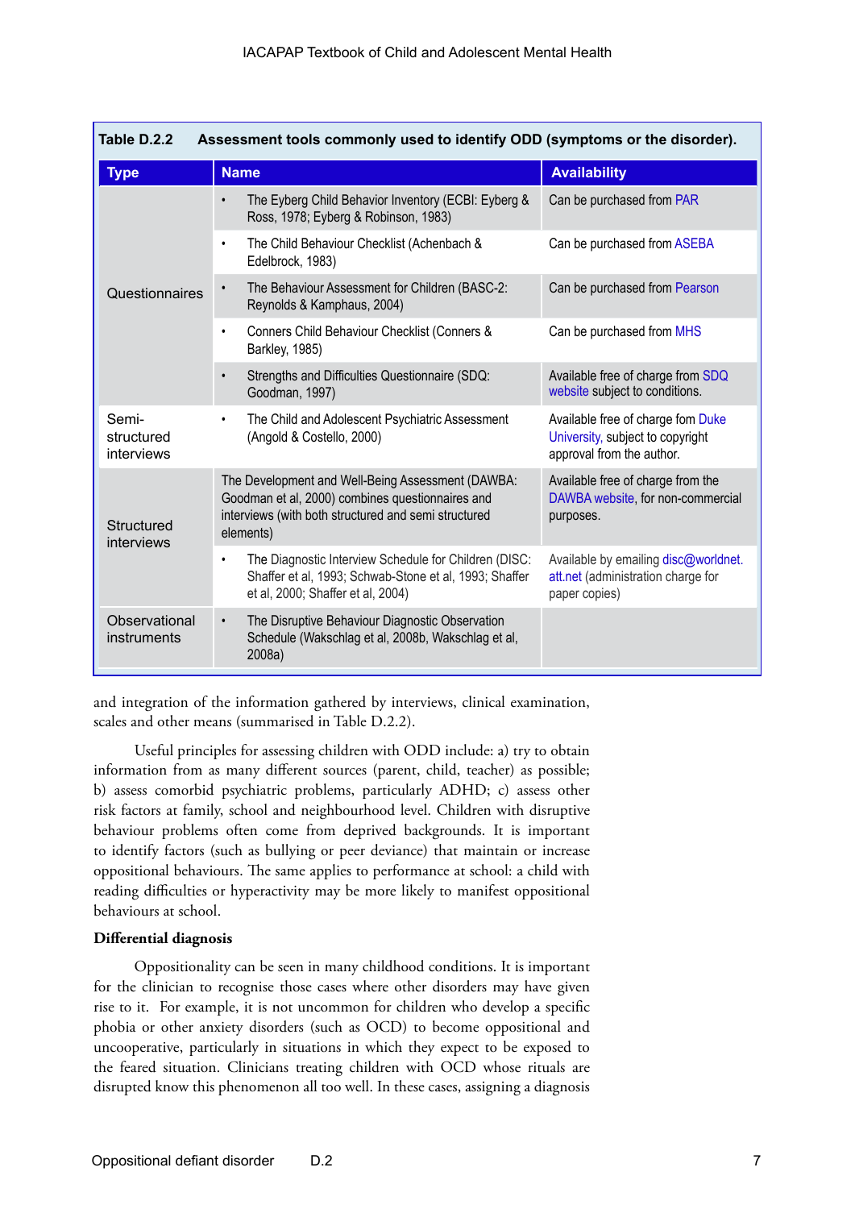**Table D.2.2 Assessment tools commonly used to identify ODD (symptoms or the disorder).**

| Type | Name | Availability |
|---|---|---|
| Questionnaires | • The Eyberg Child Behavior Inventory (ECBI: Eyberg & Ross, 1978; Eyberg & Robinson, 1983) | Can be purchased from PAR |
| | • The Child Behaviour Checklist (Achenbach & Edelbrock, 1983) | Can be purchased from ASEBA |
| | • The Behaviour Assessment for Children (BASC-2: Reynolds & Kamphaus, 2004) | Can be purchased from Pearson |
| | • Conners Child Behaviour Checklist (Conners & Barkley, 1985) | Can be purchased from MHS |
| | • Strengths and Difficulties Questionnaire (SDQ: Goodman, 1997) | Available free of charge from SDQ website subject to conditions. |
| Semi-structured interviews | • The Child and Adolescent Psychiatric Assessment (Angold & Costello, 2000) | Available free of charge fom Duke University, subject to copyright approval from the author. |
| Structured interviews | The Development and Well-Being Assessment (DAWBA: Goodman et al, 2000) combines questionnaires and interviews (with both structured and semi structured elements) | Available free of charge from the DAWBA website, for non-commercial purposes. |
| | • The Diagnostic Interview Schedule for Children (DISC: Shaffer et al, 1993; Schwab-Stone et al, 1993; Shaffer et al, 2000; Shaffer et al, 2004) | Available by emailing disc@worldnet.att.net (administration charge for paper copies) |
| Observational instruments | • The Disruptive Behaviour Diagnostic Observation Schedule (Wakschlag et al, 2008b, Wakschlag et al, 2008a) | |

and integration of the information gathered by interviews, clinical examination, scales and other means (summarised in Table D.2.2).

Useful principles for assessing children with ODD include: a) try to obtain information from as many different sources (parent, child, teacher) as possible; b) assess comorbid psychiatric problems, particularly ADHD; c) assess other risk factors at family, school and neighbourhood level. Children with disruptive behaviour problems often come from deprived backgrounds. It is important to identify factors (such as bullying or peer deviance) that maintain or increase oppositional behaviours. The same applies to performance at school: a child with reading difficulties or hyperactivity may be more likely to manifest oppositional behaviours at school.

**Differential diagnosis**

Oppositionality can be seen in many childhood conditions. It is important for the clinician to recognise those cases where other disorders may have given rise to it. For example, it is not uncommon for children who develop a specific phobia or other anxiety disorders (such as OCD) to become oppositional and uncooperative, particularly in situations in which they expect to be exposed to the feared situation. Clinicians treating children with OCD whose rituals are disrupted know this phenomenon all too well. In these cases, assigning a diagnosis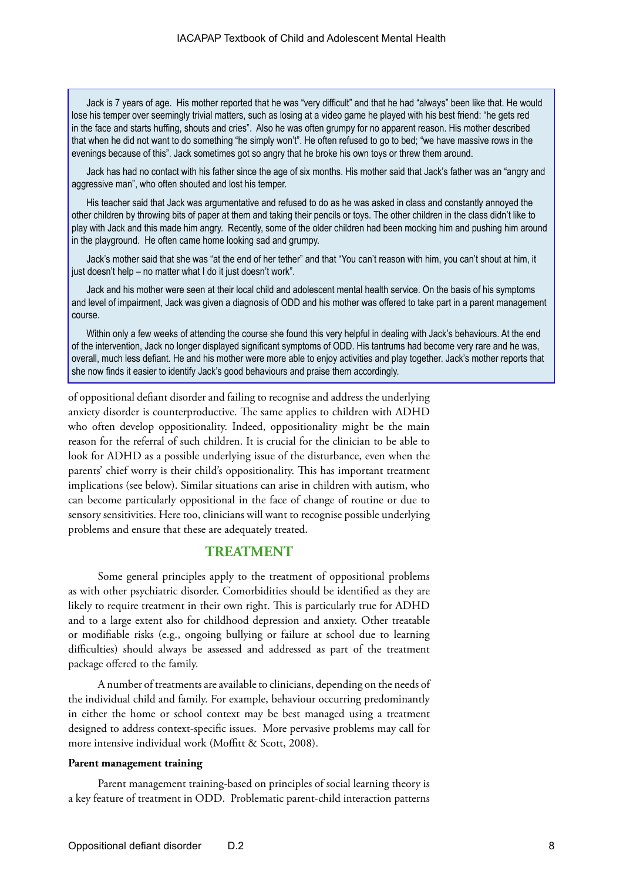> Jack is 7 years of age. His mother reported that he was "very difficult" and that he had "always" been like that. He would lose his temper over seemingly trivial matters, such as losing at a video game he played with his best friend: "he gets red in the face and starts huffing, shouts and cries". Also he was often grumpy for no apparent reason. His mother described that when he did not want to do something "he simply won't". He often refused to go to bed; "we have massive rows in the evenings because of this". Jack sometimes got so angry that he broke his own toys or threw them around.
>
> Jack has had no contact with his father since the age of six months. His mother said that Jack's father was an "angry and aggressive man", who often shouted and lost his temper.
>
> His teacher said that Jack was argumentative and refused to do as he was asked in class and constantly annoyed the other children by throwing bits of paper at them and taking their pencils or toys. The other children in the class didn't like to play with Jack and this made him angry. Recently, some of the older children had been mocking him and pushing him around in the playground. He often came home looking sad and grumpy.
>
> Jack's mother said that she was "at the end of her tether" and that "You can't reason with him, you can't shout at him, it just doesn't help – no matter what I do it just doesn't work".
>
> Jack and his mother were seen at their local child and adolescent mental health service. On the basis of his symptoms and level of impairment, Jack was given a diagnosis of ODD and his mother was offered to take part in a parent management course.
>
> Within only a few weeks of attending the course she found this very helpful in dealing with Jack's behaviours. At the end of the intervention, Jack no longer displayed significant symptoms of ODD. His tantrums had become very rare and he was, overall, much less defiant. He and his mother were more able to enjoy activities and play together. Jack's mother reports that she now finds it easier to identify Jack's good behaviours and praise them accordingly.

of oppositional defiant disorder and failing to recognise and address the underlying anxiety disorder is counterproductive. The same applies to children with ADHD who often develop oppositionality. Indeed, oppositionality might be the main reason for the referral of such children. It is crucial for the clinician to be able to look for ADHD as a possible underlying issue of the disturbance, even when the parents' chief worry is their child's oppositionality. This has important treatment implications (see below). Similar situations can arise in children with autism, who can become particularly oppositional in the face of change of routine or due to sensory sensitivities. Here too, clinicians will want to recognise possible underlying problems and ensure that these are adequately treated.

## TREATMENT

Some general principles apply to the treatment of oppositional problems as with other psychiatric disorder. Comorbidities should be identified as they are likely to require treatment in their own right. This is particularly true for ADHD and to a large extent also for childhood depression and anxiety. Other treatable or modifiable risks (e.g., ongoing bullying or failure at school due to learning difficulties) should always be assessed and addressed as part of the treatment package offered to the family.

A number of treatments are available to clinicians, depending on the needs of the individual child and family. For example, behaviour occurring predominantly in either the home or school context may be best managed using a treatment designed to address context-specific issues. More pervasive problems may call for more intensive individual work (Moffitt & Scott, 2008).

### Parent management training

Parent management training-based on principles of social learning theory is a key feature of treatment in ODD. Problematic parent-child interaction patterns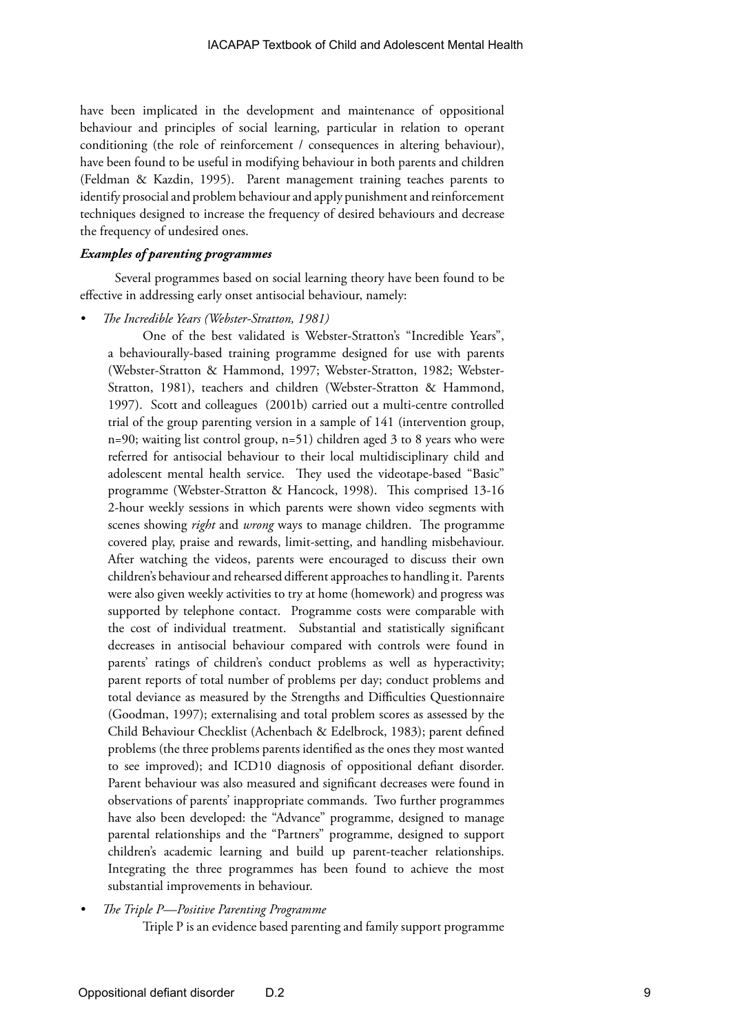have been implicated in the development and maintenance of oppositional behaviour and principles of social learning, particular in relation to operant conditioning (the role of reinforcement / consequences in altering behaviour), have been found to be useful in modifying behaviour in both parents and children (Feldman & Kazdin, 1995). Parent management training teaches parents to identify prosocial and problem behaviour and apply punishment and reinforcement techniques designed to increase the frequency of desired behaviours and decrease the frequency of undesired ones.

***Examples of parenting programmes***

Several programmes based on social learning theory have been found to be effective in addressing early onset antisocial behaviour, namely:

- *The Incredible Years (Webster-Stratton, 1981)*

  One of the best validated is Webster-Stratton's "Incredible Years", a behaviourally-based training programme designed for use with parents (Webster-Stratton & Hammond, 1997; Webster-Stratton, 1982; Webster-Stratton, 1981), teachers and children (Webster-Stratton & Hammond, 1997). Scott and colleagues (2001b) carried out a multi-centre controlled trial of the group parenting version in a sample of 141 (intervention group, n=90; waiting list control group, n=51) children aged 3 to 8 years who were referred for antisocial behaviour to their local multidisciplinary child and adolescent mental health service. They used the videotape-based "Basic" programme (Webster-Stratton & Hancock, 1998). This comprised 13-16 2-hour weekly sessions in which parents were shown video segments with scenes showing *right* and *wrong* ways to manage children. The programme covered play, praise and rewards, limit-setting, and handling misbehaviour. After watching the videos, parents were encouraged to discuss their own children's behaviour and rehearsed different approaches to handling it. Parents were also given weekly activities to try at home (homework) and progress was supported by telephone contact. Programme costs were comparable with the cost of individual treatment. Substantial and statistically significant decreases in antisocial behaviour compared with controls were found in parents' ratings of children's conduct problems as well as hyperactivity; parent reports of total number of problems per day; conduct problems and total deviance as measured by the Strengths and Difficulties Questionnaire (Goodman, 1997); externalising and total problem scores as assessed by the Child Behaviour Checklist (Achenbach & Edelbrock, 1983); parent defined problems (the three problems parents identified as the ones they most wanted to see improved); and ICD10 diagnosis of oppositional defiant disorder. Parent behaviour was also measured and significant decreases were found in observations of parents' inappropriate commands. Two further programmes have also been developed: the "Advance" programme, designed to manage parental relationships and the "Partners" programme, designed to support children's academic learning and build up parent-teacher relationships. Integrating the three programmes has been found to achieve the most substantial improvements in behaviour.

- *The Triple P—Positive Parenting Programme*

  Triple P is an evidence based parenting and family support programme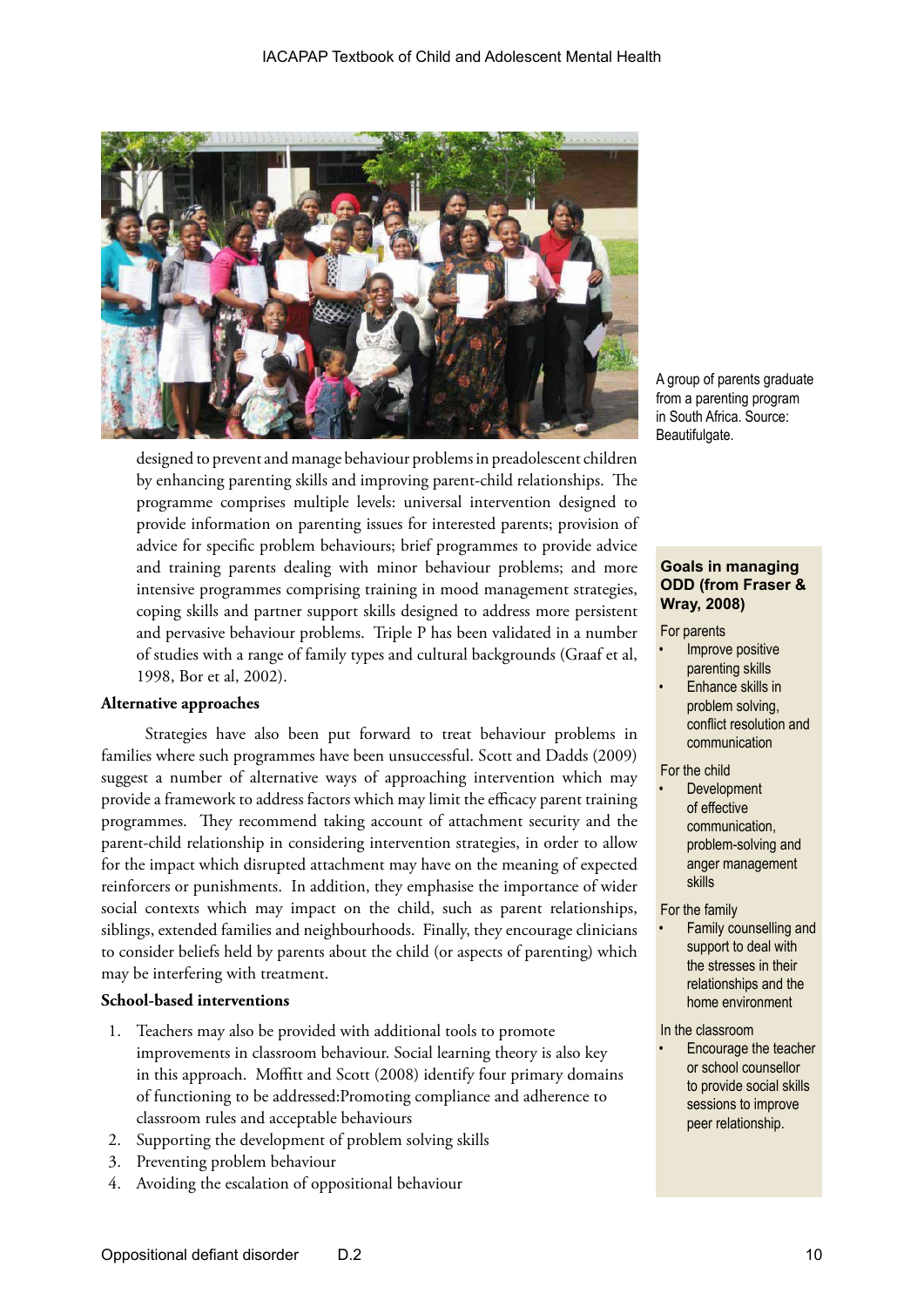A group of parents graduate from a parenting program in South Africa. Source: Beautifulgate.

designed to prevent and manage behaviour problems in preadolescent children by enhancing parenting skills and improving parent-child relationships. The programme comprises multiple levels: universal intervention designed to provide information on parenting issues for interested parents; provision of advice for specific problem behaviours; brief programmes to provide advice and training parents dealing with minor behaviour problems; and more intensive programmes comprising training in mood management strategies, coping skills and partner support skills designed to address more persistent and pervasive behaviour problems. Triple P has been validated in a number of studies with a range of family types and cultural backgrounds (Graaf et al, 1998, Bor et al, 2002).

**Alternative approaches**

Strategies have also been put forward to treat behaviour problems in families where such programmes have been unsuccessful. Scott and Dadds (2009) suggest a number of alternative ways of approaching intervention which may provide a framework to address factors which may limit the efficacy parent training programmes. They recommend taking account of attachment security and the parent-child relationship in considering intervention strategies, in order to allow for the impact which disrupted attachment may have on the meaning of expected reinforcers or punishments. In addition, they emphasise the importance of wider social contexts which may impact on the child, such as parent relationships, siblings, extended families and neighbourhoods. Finally, they encourage clinicians to consider beliefs held by parents about the child (or aspects of parenting) which may be interfering with treatment.

**School-based interventions**

1. Teachers may also be provided with additional tools to promote improvements in classroom behaviour. Social learning theory is also key in this approach. Moffitt and Scott (2008) identify four primary domains of functioning to be addressed:Promoting compliance and adherence to classroom rules and acceptable behaviours
2. Supporting the development of problem solving skills
3. Preventing problem behaviour
4. Avoiding the escalation of oppositional behaviour

**Goals in managing ODD (from Fraser & Wray, 2008)**

For parents

- Improve positive parenting skills
- Enhance skills in problem solving, conflict resolution and communication

For the child

- Development of effective communication, problem-solving and anger management skills

For the family

- Family counselling and support to deal with the stresses in their relationships and the home environment

In the classroom

- Encourage the teacher or school counsellor to provide social skills sessions to improve peer relationship.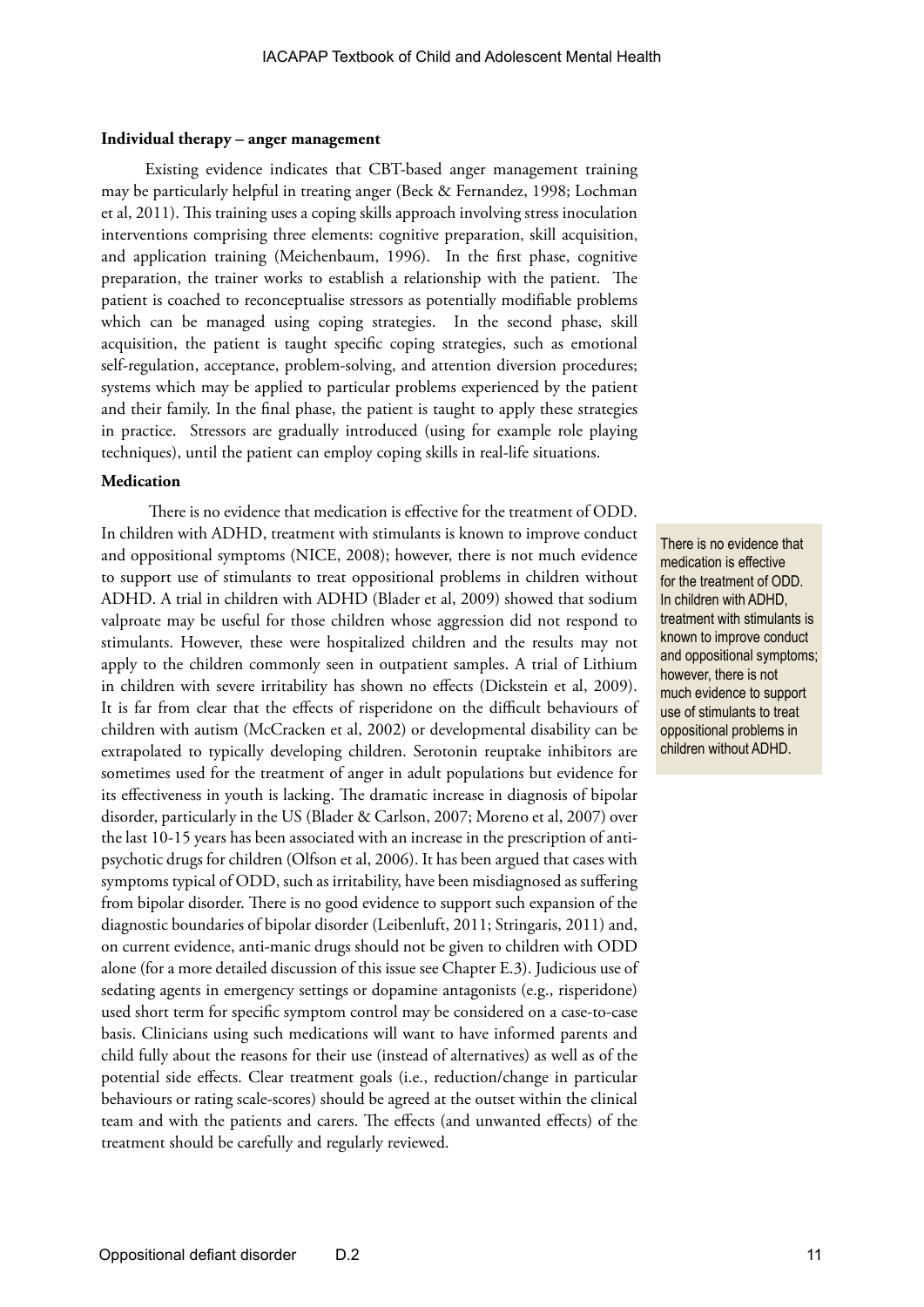### Individual therapy – anger management

Existing evidence indicates that CBT-based anger management training may be particularly helpful in treating anger (Beck & Fernandez, 1998; Lochman et al, 2011). This training uses a coping skills approach involving stress inoculation interventions comprising three elements: cognitive preparation, skill acquisition, and application training (Meichenbaum, 1996). In the first phase, cognitive preparation, the trainer works to establish a relationship with the patient. The patient is coached to reconceptualise stressors as potentially modifiable problems which can be managed using coping strategies. In the second phase, skill acquisition, the patient is taught specific coping strategies, such as emotional self-regulation, acceptance, problem-solving, and attention diversion procedures; systems which may be applied to particular problems experienced by the patient and their family. In the final phase, the patient is taught to apply these strategies in practice. Stressors are gradually introduced (using for example role playing techniques), until the patient can employ coping skills in real-life situations.

### Medication

There is no evidence that medication is effective for the treatment of ODD. In children with ADHD, treatment with stimulants is known to improve conduct and oppositional symptoms (NICE, 2008); however, there is not much evidence to support use of stimulants to treat oppositional problems in children without ADHD. A trial in children with ADHD (Blader et al, 2009) showed that sodium valproate may be useful for those children whose aggression did not respond to stimulants. However, these were hospitalized children and the results may not apply to the children commonly seen in outpatient samples. A trial of Lithium in children with severe irritability has shown no effects (Dickstein et al, 2009). It is far from clear that the effects of risperidone on the difficult behaviours of children with autism (McCracken et al, 2002) or developmental disability can be extrapolated to typically developing children. Serotonin reuptake inhibitors are sometimes used for the treatment of anger in adult populations but evidence for its effectiveness in youth is lacking. The dramatic increase in diagnosis of bipolar disorder, particularly in the US (Blader & Carlson, 2007; Moreno et al, 2007) over the last 10-15 years has been associated with an increase in the prescription of anti-psychotic drugs for children (Olfson et al, 2006). It has been argued that cases with symptoms typical of ODD, such as irritability, have been misdiagnosed as suffering from bipolar disorder. There is no good evidence to support such expansion of the diagnostic boundaries of bipolar disorder (Leibenluft, 2011; Stringaris, 2011) and, on current evidence, anti-manic drugs should not be given to children with ODD alone (for a more detailed discussion of this issue see Chapter E.3). Judicious use of sedating agents in emergency settings or dopamine antagonists (e.g., risperidone) used short term for specific symptom control may be considered on a case-to-case basis. Clinicians using such medications will want to have informed parents and child fully about the reasons for their use (instead of alternatives) as well as of the potential side effects. Clear treatment goals (i.e., reduction/change in particular behaviours or rating scale-scores) should be agreed at the outset within the clinical team and with the patients and carers. The effects (and unwanted effects) of the treatment should be carefully and regularly reviewed.

> There is no evidence that medication is effective for the treatment of ODD. In children with ADHD, treatment with stimulants is known to improve conduct and oppositional symptoms; however, there is not much evidence to support use of stimulants to treat oppositional problems in children without ADHD.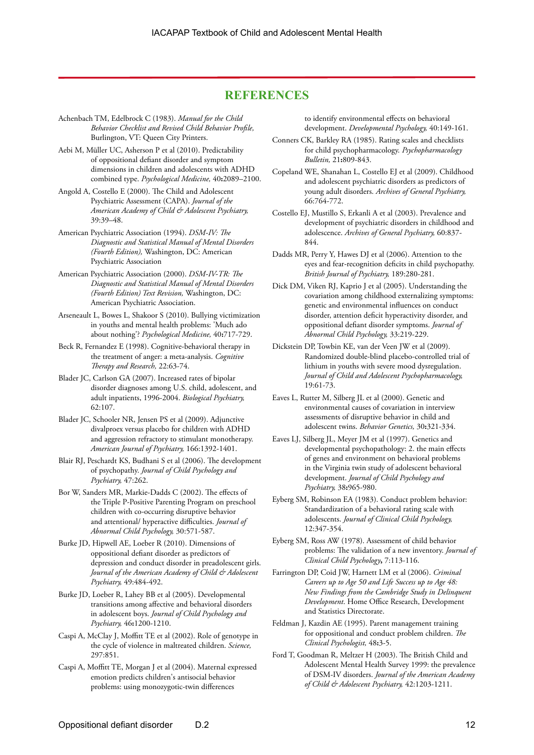## REFERENCES

Achenbach TM, Edelbrock C (1983). *Manual for the Child Behavior Checklist and Revised Child Behavior Profile,* Burlington, VT: Queen City Printers.

Aebi M, Müller UC, Asherson P et al (2010). Predictability of oppositional defiant disorder and symptom dimensions in children and adolescents with ADHD combined type. *Psychological Medicine,* 40**:**2089–2100.

Angold A, Costello E (2000). The Child and Adolescent Psychiatric Assessment (CAPA). *Journal of the American Academy of Child & Adolescent Psychiatry,* 39:39–48.

American Psychiatric Association (1994). *DSM-IV: The Diagnostic and Statistical Manual of Mental Disorders (Fourth Edition),* Washington, DC: American Psychiatric Association

American Psychiatric Association (2000). *DSM-IV-TR: The Diagnostic and Statistical Manual of Mental Disorders (Fourth Edition) Text Revision,* Washington, DC: American Psychiatric Association.

Arseneault L, Bowes L, Shakoor S (2010). Bullying victimization in youths and mental health problems: 'Much ado about nothing'? *Psychological Medicine,* 40**:**717-729.

Beck R, Fernandez E (1998). Cognitive-behavioral therapy in the treatment of anger: a meta-analysis. *Cognitive Therapy and Research,* 22:63-74.

Blader JC, Carlson GA (2007). Increased rates of bipolar disorder diagnoses among U.S. child, adolescent, and adult inpatients, 1996-2004. *Biological Psychiatry,* 62:107.

Blader JC, Schooler NR, Jensen PS et al (2009). Adjunctive divalproex versus placebo for children with ADHD and aggression refractory to stimulant monotherapy. *American Journal of Psychiatry,* 166:1392-1401.

Blair RJ, Peschardt KS, Budhani S et al (2006). The development of psychopathy. *Journal of Child Psychology and Psychiatry,* 47:262.

Bor W, Sanders MR, Markie-Dadds C (2002). The effects of the Triple P-Positive Parenting Program on preschool children with co-occurring disruptive behavior and attentional/ hyperactive difficulties. *Journal of Abnormal Child Psychology,* 30:571-587.

Burke JD, Hipwell AE, Loeber R (2010). Dimensions of oppositional defiant disorder as predictors of depression and conduct disorder in preadolescent girls. *Journal of the American Academy of Child & Adolescent Psychiatry,* 49:484-492.

Burke JD, Loeber R, Lahey BB et al (2005). Developmental transitions among affective and behavioral disorders in adolescent boys. *Journal of Child Psychology and Psychiatry,* 46**:**1200-1210.

Caspi A, McClay J, Moffitt TE et al (2002). Role of genotype in the cycle of violence in maltreated children. *Science,* 297:851.

Caspi A, Moffitt TE, Morgan J et al (2004). Maternal expressed emotion predicts children's antisocial behavior problems: using monozygotic-twin differences to identify environmental effects on behavioral development. *Developmental Psychology,* 40:149-161.

Conners CK, Barkley RA (1985). Rating scales and checklists for child psychopharmacology. *Psychopharmacology Bulletin,* 21**:**809-843.

Copeland WE, Shanahan L, Costello EJ et al (2009). Childhood and adolescent psychiatric disorders as predictors of young adult disorders. *Archives of General Psychiatry,* 66:764-772.

Costello EJ, Mustillo S, Erkanli A et al (2003). Prevalence and development of psychiatric disorders in childhood and adolescence. *Archives of General Psychiatry,* 60:837-844.

Dadds MR, Perry Y, Hawes DJ et al (2006). Attention to the eyes and fear-recognition deficits in child psychopathy. *British Journal of Psychiatry,* 189:280-281.

Dick DM, Viken RJ, Kaprio J et al (2005). Understanding the covariation among childhood externalizing symptoms: genetic and environmental influences on conduct disorder, attention deficit hyperactivity disorder, and oppositional defiant disorder symptoms. *Journal of Abnormal Child Psychology,* 33:219-229.

Dickstein DP, Towbin KE, van der Veen JW et al (2009). Randomized double-blind placebo-controlled trial of lithium in youths with severe mood dysregulation. *Journal of Child and Adolescent Psychopharmacology,* 19:61-73.

Eaves L, Rutter M, Silberg JL et al (2000). Genetic and environmental causes of covariation in interview assessments of disruptive behavior in child and adolescent twins. *Behavior Genetics,* 30**:**321-334.

Eaves LJ, Silberg JL, Meyer JM et al (1997). Genetics and developmental psychopathology: 2. the main effects of genes and environment on behavioral problems in the Virginia twin study of adolescent behavioral development. *Journal of Child Psychology and Psychiatry,* 38**:**965-980.

Eyberg SM, Robinson EA (1983). Conduct problem behavior: Standardization of a behavioral rating scale with adolescents. *Journal of Clinical Child Psychology,* 12:347-354.

Eyberg SM, Ross AW (1978). Assessment of child behavior problems: The validation of a new inventory. *Journal of Clinical Child Psychology***,** 7:113-116.

Farrington DP, Coid JW, Harnett LM et al (2006). *Criminal Careers up to Age 50 and Life Success up to Age 48: New Findings from the Cambridge Study in Delinquent Development*. Home Office Research, Development and Statistics Directorate.

Feldman J, Kazdin AE (1995). Parent management training for oppositional and conduct problem children. *The Clinical Psychologist,* 48**:**3-5.

Ford T, Goodman R, Meltzer H (2003). The British Child and Adolescent Mental Health Survey 1999: the prevalence of DSM-IV disorders. *Journal of the American Academy of Child & Adolescent Psychiatry,* 42:1203-1211.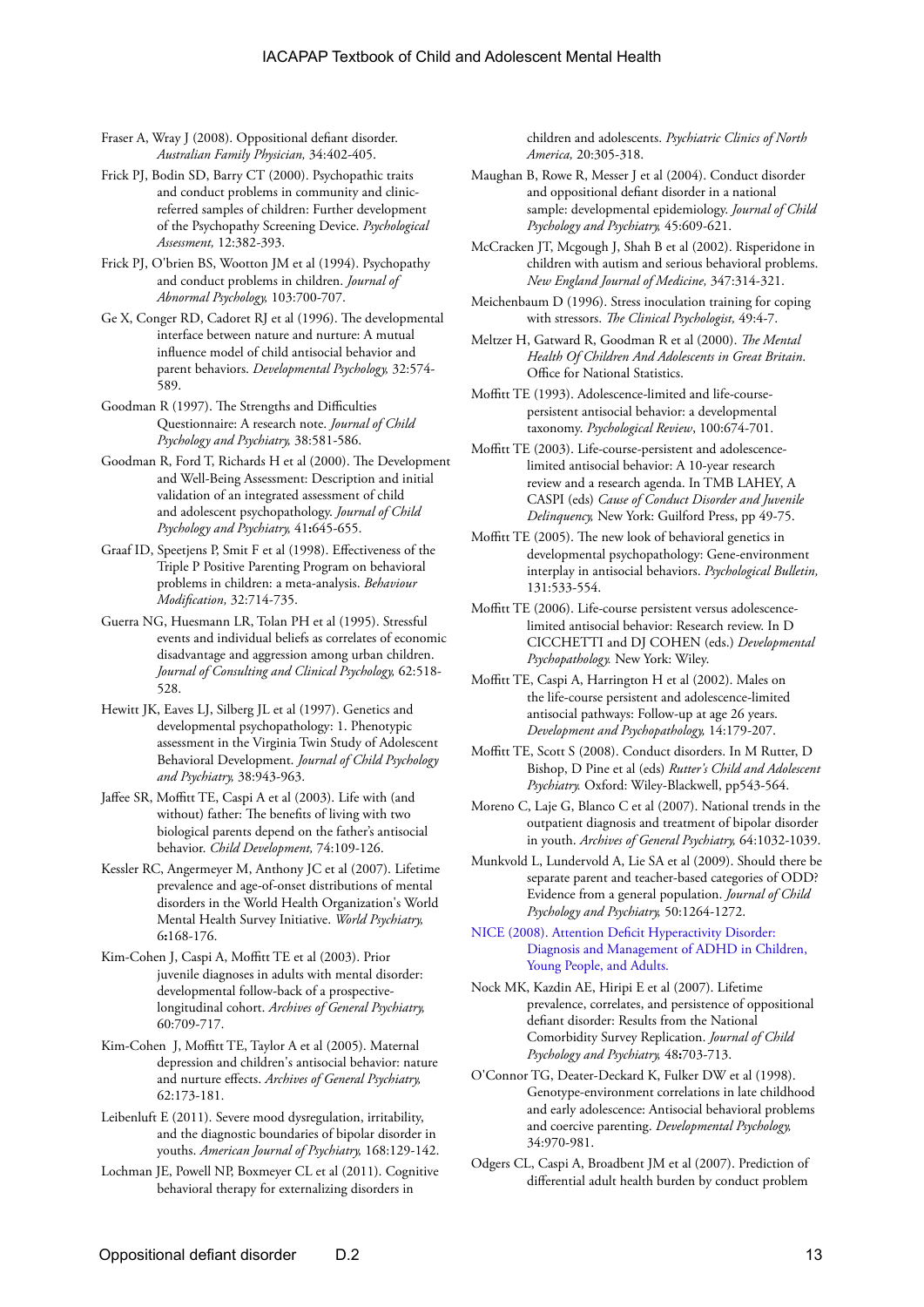Fraser A, Wray J (2008). Oppositional defiant disorder. *Australian Family Physician,* 34:402-405.

Frick PJ, Bodin SD, Barry CT (2000). Psychopathic traits and conduct problems in community and clinic-referred samples of children: Further development of the Psychopathy Screening Device. *Psychological Assessment,* 12:382-393.

Frick PJ, O'brien BS, Wootton JM et al (1994). Psychopathy and conduct problems in children. *Journal of Abnormal Psychology,* 103:700-707.

Ge X, Conger RD, Cadoret RJ et al (1996). The developmental interface between nature and nurture: A mutual influence model of child antisocial behavior and parent behaviors. *Developmental Psychology,* 32:574-589.

Goodman R (1997). The Strengths and Difficulties Questionnaire: A research note. *Journal of Child Psychology and Psychiatry,* 38:581-586.

Goodman R, Ford T, Richards H et al (2000). The Development and Well-Being Assessment: Description and initial validation of an integrated assessment of child and adolescent psychopathology. *Journal of Child Psychology and Psychiatry,* 41**:**645-655.

Graaf ID, Speetjens P, Smit F et al (1998). Effectiveness of the Triple P Positive Parenting Program on behavioral problems in children: a meta-analysis. *Behaviour Modification,* 32:714-735.

Guerra NG, Huesmann LR, Tolan PH et al (1995). Stressful events and individual beliefs as correlates of economic disadvantage and aggression among urban children. *Journal of Consulting and Clinical Psychology,* 62:518-528.

Hewitt JK, Eaves LJ, Silberg JL et al (1997). Genetics and developmental psychopathology: 1. Phenotypic assessment in the Virginia Twin Study of Adolescent Behavioral Development. *Journal of Child Psychology and Psychiatry,* 38:943-963.

Jaffee SR, Moffitt TE, Caspi A et al (2003). Life with (and without) father: The benefits of living with two biological parents depend on the father's antisocial behavior. *Child Development,* 74:109-126.

Kessler RC, Angermeyer M, Anthony JC et al (2007). Lifetime prevalence and age-of-onset distributions of mental disorders in the World Health Organization's World Mental Health Survey Initiative. *World Psychiatry,* 6**:**168-176.

Kim-Cohen J, Caspi A, Moffitt TE et al (2003). Prior juvenile diagnoses in adults with mental disorder: developmental follow-back of a prospective-longitudinal cohort. *Archives of General Psychiatry,* 60:709-717.

Kim-Cohen J, Moffitt TE, Taylor A et al (2005). Maternal depression and children's antisocial behavior: nature and nurture effects. *Archives of General Psychiatry,* 62:173-181.

Leibenluft E (2011). Severe mood dysregulation, irritability, and the diagnostic boundaries of bipolar disorder in youths. *American Journal of Psychiatry,* 168:129-142.

Lochman JE, Powell NP, Boxmeyer CL et al (2011). Cognitive behavioral therapy for externalizing disorders in children and adolescents. *Psychiatric Clinics of North America,* 20:305-318.

Maughan B, Rowe R, Messer J et al (2004). Conduct disorder and oppositional defiant disorder in a national sample: developmental epidemiology. *Journal of Child Psychology and Psychiatry,* 45:609-621.

McCracken JT, Mcgough J, Shah B et al (2002). Risperidone in children with autism and serious behavioral problems. *New England Journal of Medicine,* 347:314-321.

Meichenbaum D (1996). Stress inoculation training for coping with stressors. *The Clinical Psychologist,* 49:4-7.

Meltzer H, Gatward R, Goodman R et al (2000). *The Mental Health Of Children And Adolescents in Great Britain.* Office for National Statistics.

Moffitt TE (1993). Adolescence-limited and life-course-persistent antisocial behavior: a developmental taxonomy. *Psychological Review*, 100:674-701.

Moffitt TE (2003). Life-course-persistent and adolescence-limited antisocial behavior: A 10-year research review and a research agenda. In TMB LAHEY, A CASPI (eds) *Cause of Conduct Disorder and Juvenile Delinquency,* New York: Guilford Press, pp 49-75.

Moffitt TE (2005). The new look of behavioral genetics in developmental psychopathology: Gene-environment interplay in antisocial behaviors. *Psychological Bulletin,* 131:533-554.

Moffitt TE (2006). Life-course persistent versus adolescence-limited antisocial behavior: Research review. In D CICCHETTI and DJ COHEN (eds.) *Developmental Psychopathology.* New York: Wiley.

Moffitt TE, Caspi A, Harrington H et al (2002). Males on the life-course persistent and adolescence-limited antisocial pathways: Follow-up at age 26 years. *Development and Psychopathology,* 14:179-207.

Moffitt TE, Scott S (2008). Conduct disorders. In M Rutter, D Bishop, D Pine et al (eds) *Rutter's Child and Adolescent Psychiatry.* Oxford: Wiley-Blackwell, pp543-564.

Moreno C, Laje G, Blanco C et al (2007). National trends in the outpatient diagnosis and treatment of bipolar disorder in youth. *Archives of General Psychiatry,* 64:1032-1039.

Munkvold L, Lundervold A, Lie SA et al (2009). Should there be separate parent and teacher-based categories of ODD? Evidence from a general population. *Journal of Child Psychology and Psychiatry,* 50:1264-1272.

NICE (2008). Attention Deficit Hyperactivity Disorder: Diagnosis and Management of ADHD in Children, Young People, and Adults.

Nock MK, Kazdin AE, Hiripi E et al (2007). Lifetime prevalence, correlates, and persistence of oppositional defiant disorder: Results from the National Comorbidity Survey Replication. *Journal of Child Psychology and Psychiatry,* 48**:**703-713.

O'Connor TG, Deater-Deckard K, Fulker DW et al (1998). Genotype-environment correlations in late childhood and early adolescence: Antisocial behavioral problems and coercive parenting. *Developmental Psychology,* 34:970-981.

Odgers CL, Caspi A, Broadbent JM et al (2007). Prediction of differential adult health burden by conduct problem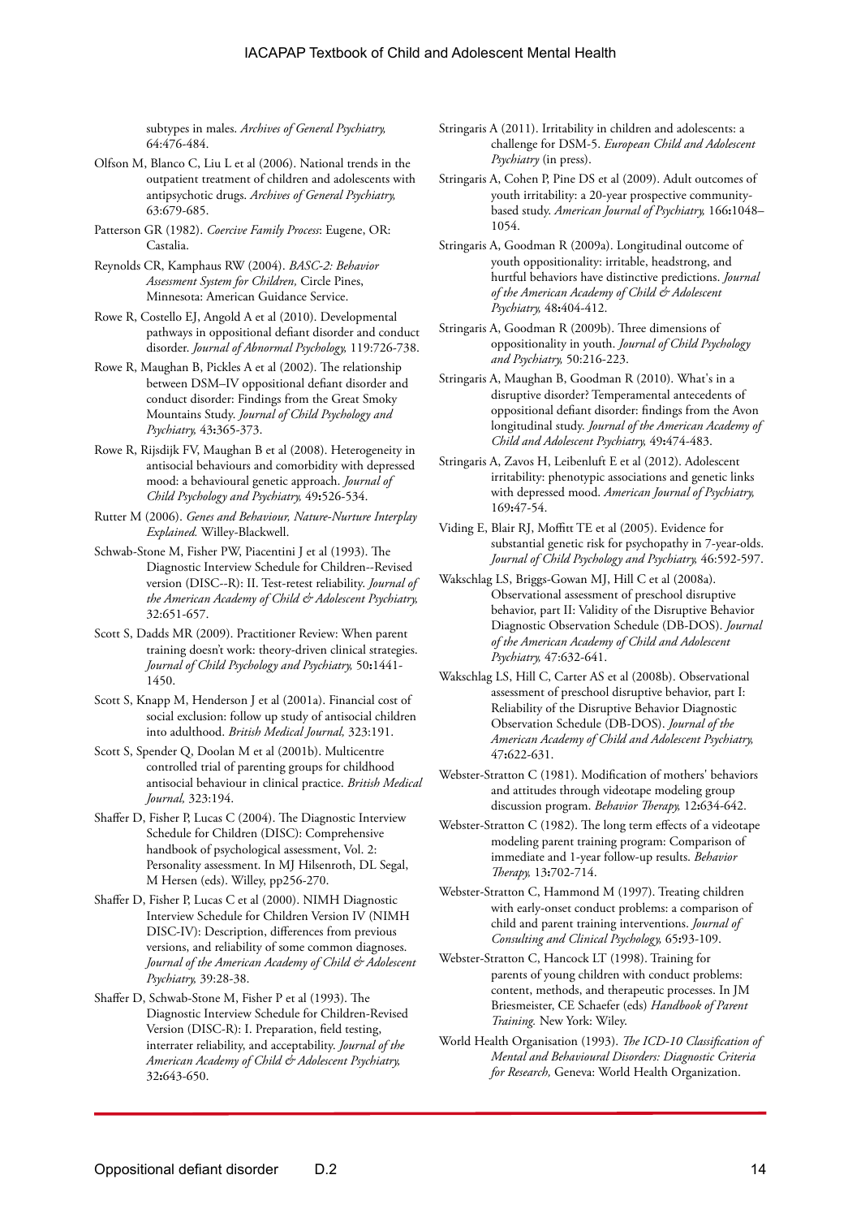subtypes in males. *Archives of General Psychiatry,* 64:476-484.

Olfson M, Blanco C, Liu L et al (2006). National trends in the outpatient treatment of children and adolescents with antipsychotic drugs. *Archives of General Psychiatry,* 63:679-685.

Patterson GR (1982). *Coercive Family Process*: Eugene, OR: Castalia.

Reynolds CR, Kamphaus RW (2004). *BASC-2: Behavior Assessment System for Children,* Circle Pines, Minnesota: American Guidance Service.

Rowe R, Costello EJ, Angold A et al (2010). Developmental pathways in oppositional defiant disorder and conduct disorder. *Journal of Abnormal Psychology,* 119:726-738.

Rowe R, Maughan B, Pickles A et al (2002). The relationship between DSM–IV oppositional defiant disorder and conduct disorder: Findings from the Great Smoky Mountains Study. *Journal of Child Psychology and Psychiatry,* 43**:**365-373.

Rowe R, Rijsdijk FV, Maughan B et al (2008). Heterogeneity in antisocial behaviours and comorbidity with depressed mood: a behavioural genetic approach. *Journal of Child Psychology and Psychiatry,* 49**:**526-534.

Rutter M (2006). *Genes and Behaviour, Nature-Nurture Interplay Explained.* Willey-Blackwell.

Schwab-Stone M, Fisher PW, Piacentini J et al (1993). The Diagnostic Interview Schedule for Children--Revised version (DISC--R): II. Test-retest reliability. *Journal of the American Academy of Child & Adolescent Psychiatry,* 32:651-657.

Scott S, Dadds MR (2009). Practitioner Review: When parent training doesn't work: theory-driven clinical strategies. *Journal of Child Psychology and Psychiatry,* 50**:**1441-1450.

Scott S, Knapp M, Henderson J et al (2001a). Financial cost of social exclusion: follow up study of antisocial children into adulthood. *British Medical Journal,* 323:191.

Scott S, Spender Q, Doolan M et al (2001b). Multicentre controlled trial of parenting groups for childhood antisocial behaviour in clinical practice. *British Medical Journal,* 323:194.

Shaffer D, Fisher P, Lucas C (2004). The Diagnostic Interview Schedule for Children (DISC): Comprehensive handbook of psychological assessment, Vol. 2: Personality assessment. In MJ Hilsenroth, DL Segal, M Hersen (eds). Willey, pp256-270.

Shaffer D, Fisher P, Lucas C et al (2000). NIMH Diagnostic Interview Schedule for Children Version IV (NIMH DISC-IV): Description, differences from previous versions, and reliability of some common diagnoses. *Journal of the American Academy of Child & Adolescent Psychiatry,* 39:28-38.

Shaffer D, Schwab-Stone M, Fisher P et al (1993). The Diagnostic Interview Schedule for Children-Revised Version (DISC-R): I. Preparation, field testing, interrater reliability, and acceptability. *Journal of the American Academy of Child & Adolescent Psychiatry,* 32**:**643-650.

Stringaris A (2011). Irritability in children and adolescents: a challenge for DSM-5. *European Child and Adolescent Psychiatry* (in press).

Stringaris A, Cohen P, Pine DS et al (2009). Adult outcomes of youth irritability: a 20-year prospective community-based study. *American Journal of Psychiatry,* 166**:**1048–1054.

Stringaris A, Goodman R (2009a). Longitudinal outcome of youth oppositionality: irritable, headstrong, and hurtful behaviors have distinctive predictions. *Journal of the American Academy of Child & Adolescent Psychiatry,* 48**:**404-412.

Stringaris A, Goodman R (2009b). Three dimensions of oppositionality in youth. *Journal of Child Psychology and Psychiatry,* 50:216-223.

Stringaris A, Maughan B, Goodman R (2010). What's in a disruptive disorder? Temperamental antecedents of oppositional defiant disorder: findings from the Avon longitudinal study. *Journal of the American Academy of Child and Adolescent Psychiatry,* 49**:**474-483.

Stringaris A, Zavos H, Leibenluft E et al (2012). Adolescent irritability: phenotypic associations and genetic links with depressed mood. *American Journal of Psychiatry,* 169**:**47-54.

Viding E, Blair RJ, Moffitt TE et al (2005). Evidence for substantial genetic risk for psychopathy in 7-year-olds. *Journal of Child Psychology and Psychiatry,* 46:592-597.

Wakschlag LS, Briggs-Gowan MJ, Hill C et al (2008a). Observational assessment of preschool disruptive behavior, part II: Validity of the Disruptive Behavior Diagnostic Observation Schedule (DB-DOS). *Journal of the American Academy of Child and Adolescent Psychiatry,* 47:632-641.

Wakschlag LS, Hill C, Carter AS et al (2008b). Observational assessment of preschool disruptive behavior, part I: Reliability of the Disruptive Behavior Diagnostic Observation Schedule (DB-DOS). *Journal of the American Academy of Child and Adolescent Psychiatry,* 47**:**622-631.

Webster-Stratton C (1981). Modification of mothers' behaviors and attitudes through videotape modeling group discussion program. *Behavior Therapy,* 12**:**634-642.

Webster-Stratton C (1982). The long term effects of a videotape modeling parent training program: Comparison of immediate and 1-year follow-up results. *Behavior Therapy,* 13**:**702-714.

Webster-Stratton C, Hammond M (1997). Treating children with early-onset conduct problems: a comparison of child and parent training interventions. *Journal of Consulting and Clinical Psychology,* 65**:**93-109.

Webster-Stratton C, Hancock LT (1998). Training for parents of young children with conduct problems: content, methods, and therapeutic processes. In JM Briesmeister, CE Schaefer (eds) *Handbook of Parent Training.* New York: Wiley.

World Health Organisation (1993). *The ICD-10 Classification of Mental and Behavioural Disorders: Diagnostic Criteria for Research,* Geneva: World Health Organization.